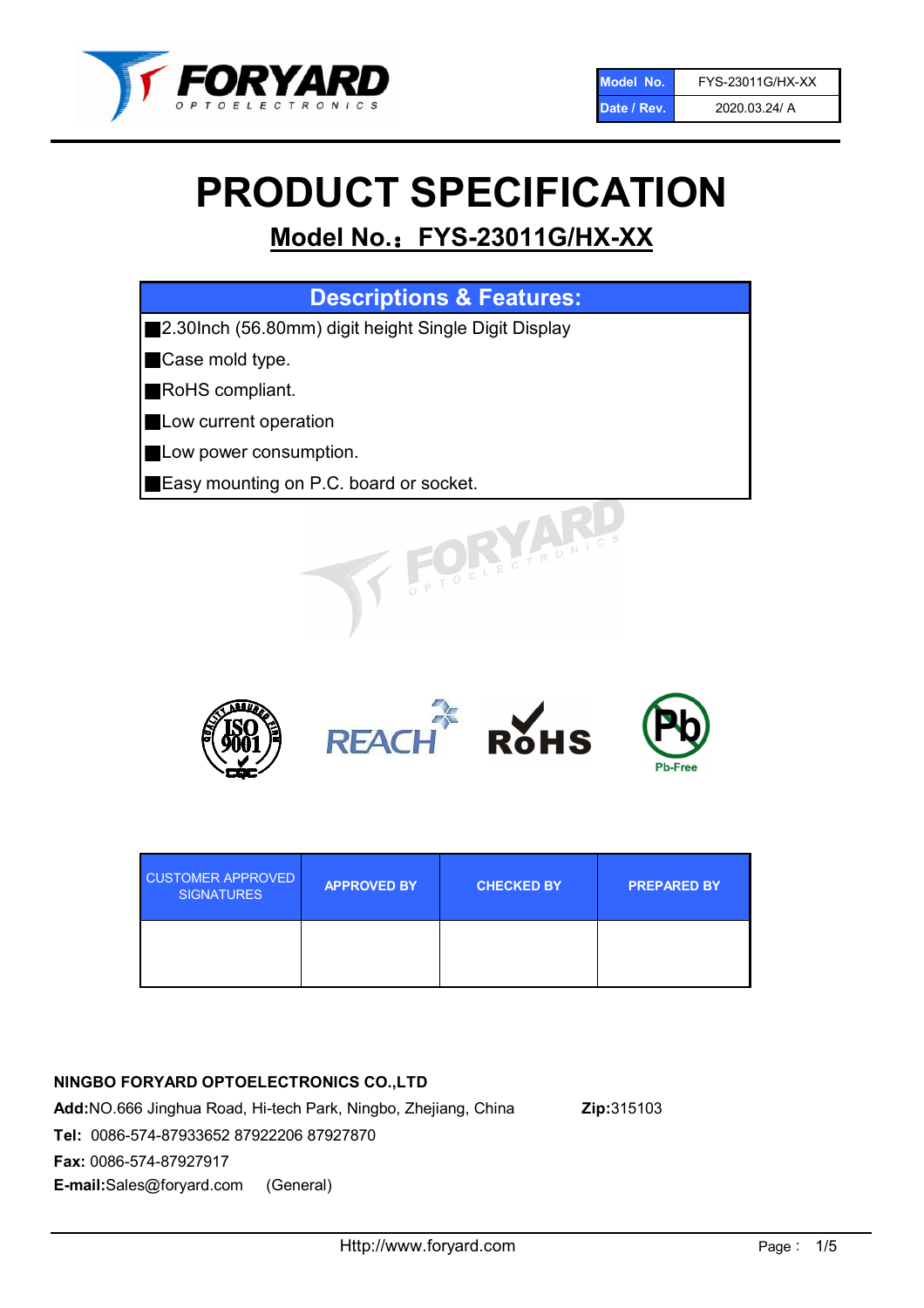| Model No. | FYS-23011G/HX-XX |
| --- | --- |
| Date / Rev. | 2020.03.24/ A |

# PRODUCT SPECIFICATION

## Model No.：FYS-23011G/HX-XX

| Descriptions & Features: |
| --- |
| ■2.30Inch (56.80mm) digit height Single Digit Display |
| ■Case mold type. |
| ■RoHS compliant. |
| ■Low current operation |
| ■Low power consumption. |
| ■Easy mounting on P.C. board or socket. |

| CUSTOMER APPROVED SIGNATURES | APPROVED BY | CHECKED BY | PREPARED BY |
| --- | --- | --- | --- |
| | | | |

**NINGBO FORYARD OPTOELECTRONICS CO.,LTD**

**Add:**NO.666 Jinghua Road, Hi-tech Park, Ningbo, Zhejiang, China **Zip:**315103

**Tel:** 0086-574-87933652 87922206 87927870

**Fax:** 0086-574-87927917

**E-mail:**Sales@foryard.com (General)

Http://www.foryard.com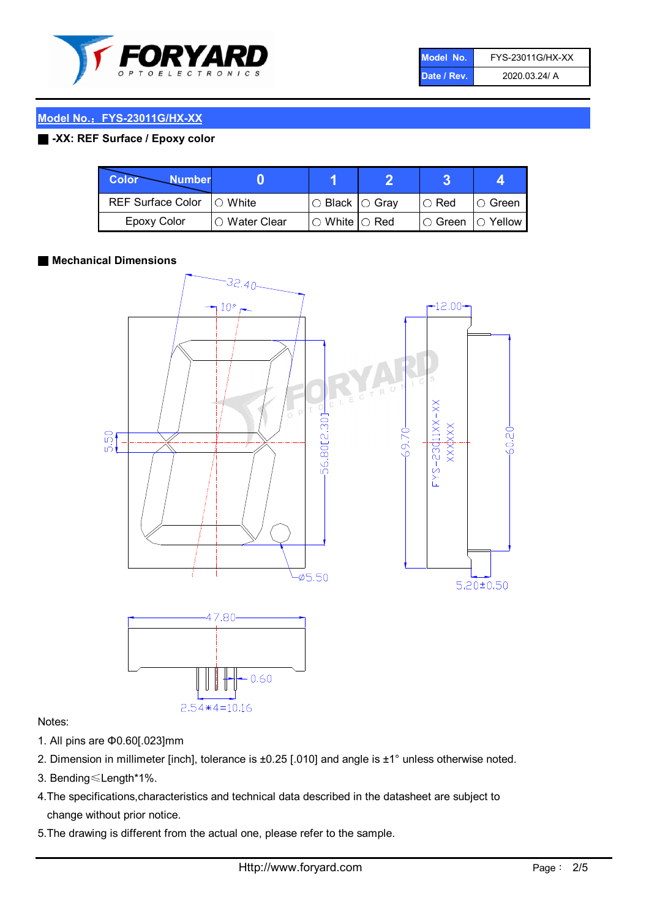| Model No. | FYS-23011G/HX-XX |
| --- | --- |
| Date / Rev. | 2020.03.24/ A |

## Model No.：FYS-23011G/HX-XX

### -XX: REF Surface / Epoxy color

| Color \ Number | 0 | 1 | 2 | 3 | 4 |
| --- | --- | --- | --- | --- | --- |
| REF Surface Color | ○ White | ○ Black | ○ Gray | ○ Red | ○ Green |
| Epoxy Color | ○ Water Clear | ○ White | ○ Red | ○ Green | ○ Yellow |

### Mechanical Dimensions

Notes:

1. All pins are Φ0.60[.023]mm
2. Dimension in millimeter [inch], tolerance is ±0.25 [.010] and angle is ±1° unless otherwise noted.
3. Bending≤Length*1%.
4. The specifications,characteristics and technical data described in the datasheet are subject to change without prior notice.
5. The drawing is different from the actual one, please refer to the sample.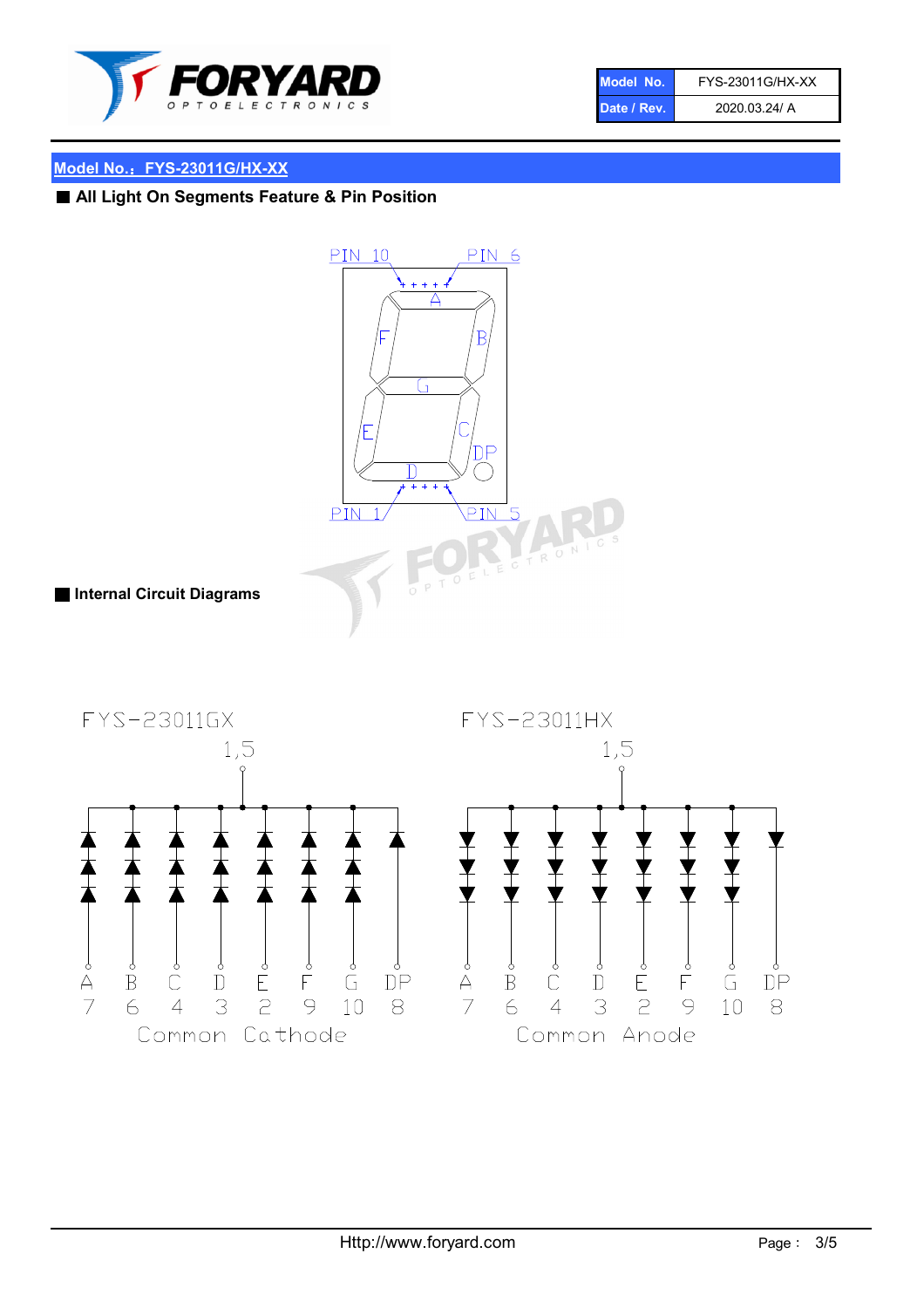## Model No.：FYS-23011G/HX-XX

### ■ All Light On Segments Feature & Pin Position

PIN 10 PIN 6

A F B G E C DP D

PIN 1 PIN 5

### ■ Internal Circuit Diagrams

FYS-23011GX

1,5

| A | B | C | D | E | F | G | DP |
|---|---|---|---|---|---|---|---|
| 7 | 6 | 4 | 3 | 2 | 9 | 10 | 8 |

Common Cathode

FYS-23011HX

1,5

| A | B | C | D | E | F | G | DP |
|---|---|---|---|---|---|---|---|
| 7 | 6 | 4 | 3 | 2 | 9 | 10 | 8 |

Common Anode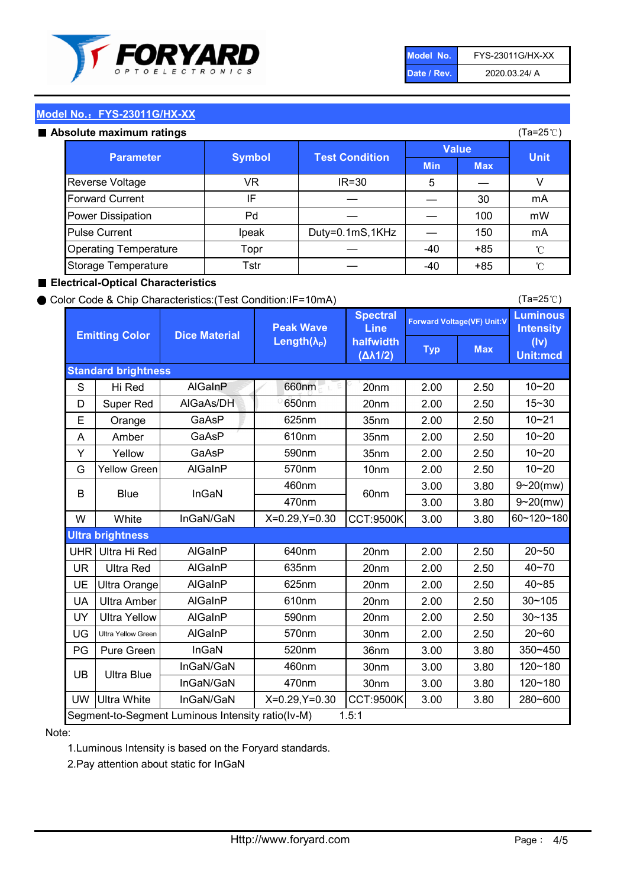| Model No. | FYS-23011G/HX-XX |
|---|---|
| Date / Rev. | 2020.03.24/ A |

## Model No.：FYS-23011G/HX-XX

### ■ Absolute maximum ratings

(Ta=25℃)

| Parameter | Symbol | Test Condition | Value | | Unit |
|---|---|---|---|---|---|
| | | | Min | Max | |
| Reverse Voltage | VR | IR=30 | 5 | — | V |
| Forward Current | IF | — | — | 30 | mA |
| Power Dissipation | Pd | — | — | 100 | mW |
| Pulse Current | Ipeak | Duty=0.1mS,1KHz | — | 150 | mA |
| Operating Temperature | Topr | — | -40 | +85 | ℃ |
| Storage Temperature | Tstr | — | -40 | +85 | ℃ |

### ■ Electrical-Optical Characteristics

● Color Code & Chip Characteristics:(Test Condition:IF=10mA)

(Ta=25℃)

| Emitting Color | | Dice Material | Peak Wave Length($\lambda_P$) | Spectral Line halfwidth ($\Delta\lambda 1/2$) | Forward Voltage(VF) Unit:V | | Luminous Intensity (Iv) Unit:mcd |
|---|---|---|---|---|---|---|---|
| | | | | | Typ | Max | |
| **Standard brightness** | | | | | | | |
| S | Hi Red | AlGaInP | 660nm | 20nm | 2.00 | 2.50 | 10~20 |
| D | Super Red | AlGaAs/DH | 650nm | 20nm | 2.00 | 2.50 | 15~30 |
| E | Orange | GaAsP | 625nm | 35nm | 2.00 | 2.50 | 10~21 |
| A | Amber | GaAsP | 610nm | 35nm | 2.00 | 2.50 | 10~20 |
| Y | Yellow | GaAsP | 590nm | 35nm | 2.00 | 2.50 | 10~20 |
| G | Yellow Green | AlGaInP | 570nm | 10nm | 2.00 | 2.50 | 10~20 |
| B | Blue | InGaN | 460nm | 60nm | 3.00 | 3.80 | 9~20(mw) |
| | | | 470nm | | 3.00 | 3.80 | 9~20(mw) |
| W | White | InGaN/GaN | X=0.29,Y=0.30 | CCT:9500K | 3.00 | 3.80 | 60~120~180 |
| **Ultra brightness** | | | | | | | |
| UHR | Ultra Hi Red | AlGaInP | 640nm | 20nm | 2.00 | 2.50 | 20~50 |
| UR | Ultra Red | AlGaInP | 635nm | 20nm | 2.00 | 2.50 | 40~70 |
| UE | Ultra Orange | AlGaInP | 625nm | 20nm | 2.00 | 2.50 | 40~85 |
| UA | Ultra Amber | AlGaInP | 610nm | 20nm | 2.00 | 2.50 | 30~105 |
| UY | Ultra Yellow | AlGaInP | 590nm | 20nm | 2.00 | 2.50 | 30~135 |
| UG | Ultra Yellow Green | AlGaInP | 570nm | 30nm | 2.00 | 2.50 | 20~60 |
| PG | Pure Green | InGaN | 520nm | 36nm | 3.00 | 3.80 | 350~450 |
| UB | Ultra Blue | InGaN/GaN | 460nm | 30nm | 3.00 | 3.80 | 120~180 |
| | | InGaN/GaN | 470nm | 30nm | 3.00 | 3.80 | 120~180 |
| UW | Ultra White | InGaN/GaN | X=0.29,Y=0.30 | CCT:9500K | 3.00 | 3.80 | 280~600 |
| Segment-to-Segment Luminous Intensity ratio(Iv-M) | | | | 1.5:1 | | | |

Note:

1.Luminous Intensity is based on the Foryard standards.

2.Pay attention about static for InGaN

Http://www.foryard.com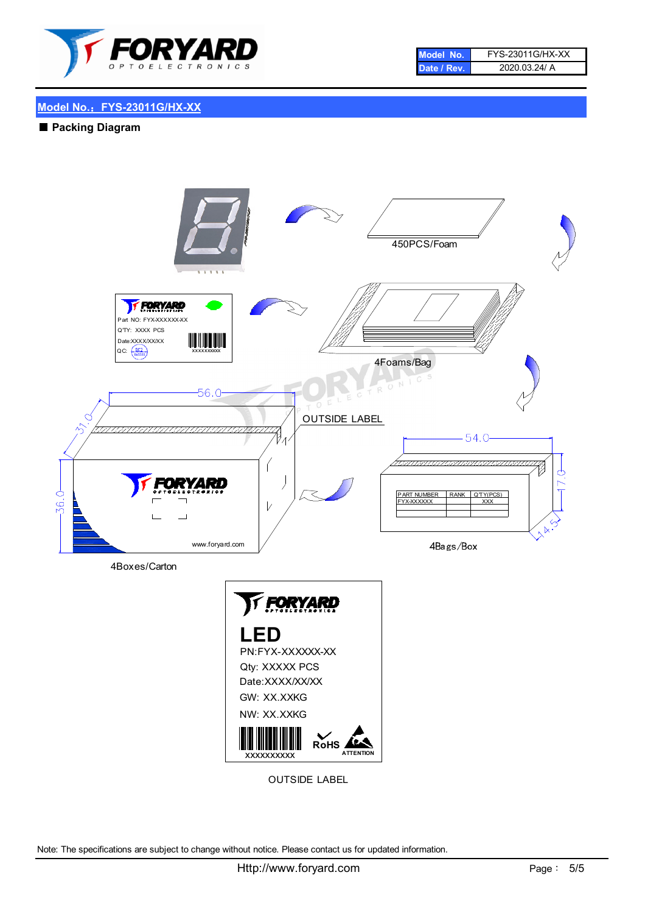| Model No. | FYS-23011G/HX-XX |
| --- | --- |
| Date / Rev. | 2020.03.24/ A |

## Model No.：FYS-23011G/HX-XX

■ **Packing Diagram**

450PCS/Foam

Part NO: FYX-XXXXXX-XX
Q'TY: XXXX PCS
Date:XXXX/XX/XX
QC:

4Foams/Bag

56.0
31.0
36.0
OUTSIDE LABEL

www.foryard.com

4Boxes/Carton

54.0
17.0
14.5

| PART NUMBER | RANK | Q'TY(PCS) |
| --- | --- | --- |
| FYX-XXXXXX | | XXX |

4Bags/Box

LED
PN:FYX-XXXXXX-XX
Qty: XXXXX PCS
Date:XXXX/XX/XX
GW: XX.XXKG
NW: XX.XXKG
XXXXXXXXXX
RoHS
ATTENTION

OUTSIDE LABEL

Note: The specifications are subject to change without notice. Please contact us for updated information.

Http://www.foryard.com